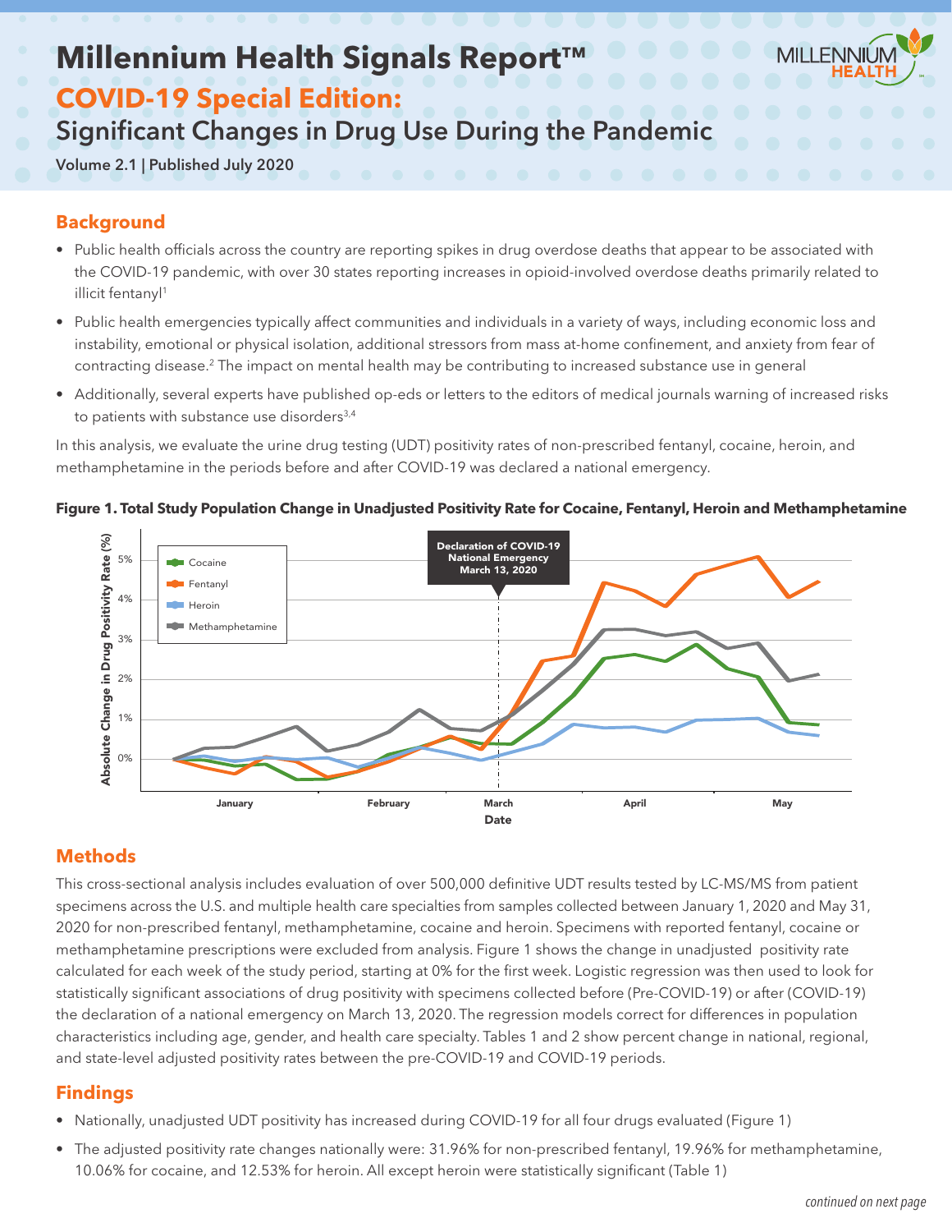# Millennium Health Signals Report™

## COVID-19 Special Edition:

## Significant Changes in Drug Use During the Pandemic

**Volume 2.1 | Published July 2020**

## Background

- Public health officials across the country are reporting spikes in drug overdose deaths that appear to be associated with the COVID-19 pandemic, with over 30 states reporting increases in opioid-involved overdose deaths primarily related to illicit fentanyl[1]
- Public health emergencies typically affect communities and individuals in a variety of ways, including economic loss and instability, emotional or physical isolation, additional stressors from mass at-home confinement, and anxiety from fear of contracting disease.[2] The impact on mental health may be contributing to increased substance use in general
- Additionally, several experts have published op-eds or letters to the editors of medical journals warning of increased risks to patients with substance use disorders[3,4]

In this analysis, we evaluate the urine drug testing (UDT) positivity rates of non-prescribed fentanyl, cocaine, heroin, and methamphetamine in the periods before and after COVID-19 was declared a national emergency.

**Figure 1. Total Study Population Change in Unadjusted Positivity Rate for Cocaine, Fentanyl, Heroin and Methamphetamine**

## Methods

This cross-sectional analysis includes evaluation of over 500,000 definitive UDT results tested by LC-MS/MS from patient specimens across the U.S. and multiple health care specialties from samples collected between January 1, 2020 and May 31, 2020 for non-prescribed fentanyl, methamphetamine, cocaine and heroin. Specimens with reported fentanyl, cocaine or methamphetamine prescriptions were excluded from analysis. Figure 1 shows the change in unadjusted positivity rate calculated for each week of the study period, starting at 0% for the first week. Logistic regression was then used to look for statistically significant associations of drug positivity with specimens collected before (Pre-COVID-19) or after (COVID-19) the declaration of a national emergency on March 13, 2020. The regression models correct for differences in population characteristics including age, gender, and health care specialty. Tables 1 and 2 show percent change in national, regional, and state-level adjusted positivity rates between the pre-COVID-19 and COVID-19 periods.

## Findings

- Nationally, unadjusted UDT positivity has increased during COVID-19 for all four drugs evaluated (Figure 1)
- The adjusted positivity rate changes nationally were: 31.96% for non-prescribed fentanyl, 19.96% for methamphetamine, 10.06% for cocaine, and 12.53% for heroin. All except heroin were statistically significant (Table 1)

*continued on next page*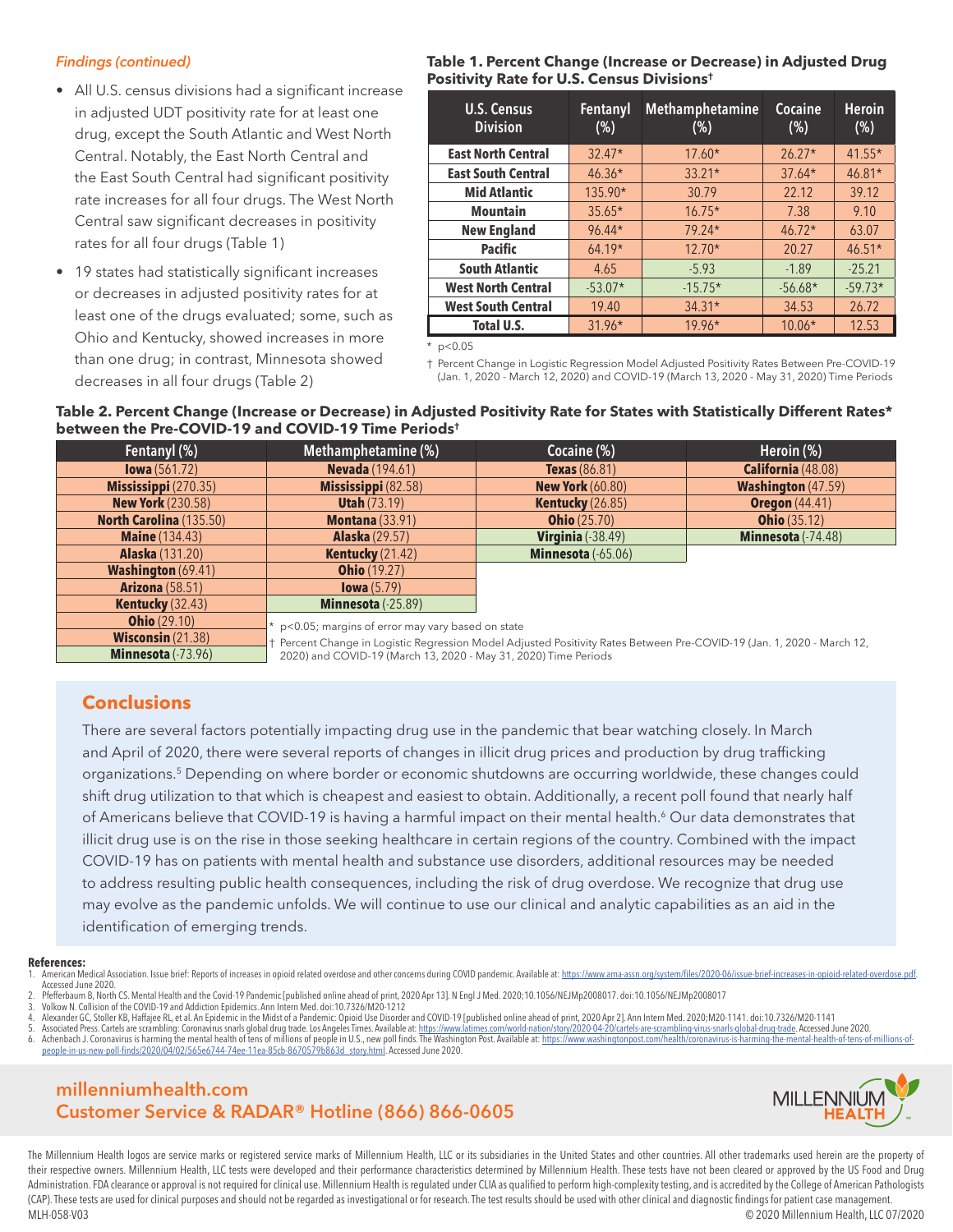*Findings (continued)*

- All U.S. census divisions had a significant increase in adjusted UDT positivity rate for at least one drug, except the South Atlantic and West North Central. Notably, the East North Central and the East South Central had significant positivity rate increases for all four drugs. The West North Central saw significant decreases in positivity rates for all four drugs (Table 1)
- 19 states had statistically significant increases or decreases in adjusted positivity rates for at least one of the drugs evaluated; some, such as Ohio and Kentucky, showed increases in more than one drug; in contrast, Minnesota showed decreases in all four drugs (Table 2)

**Table 1. Percent Change (Increase or Decrease) in Adjusted Drug Positivity Rate for U.S. Census Divisions†**

| U.S. Census Division | Fentanyl (%) | Methamphetamine (%) | Cocaine (%) | Heroin (%) |
|---|---|---|---|---|
| **East North Central** | 32.47* | 17.60* | 26.27* | 41.55* |
| **East South Central** | 46.36* | 33.21* | 37.64* | 46.81* |
| **Mid Atlantic** | 135.90* | 30.79 | 22.12 | 39.12 |
| **Mountain** | 35.65* | 16.75* | 7.38 | 9.10 |
| **New England** | 96.44* | 79.24* | 46.72* | 63.07 |
| **Pacific** | 64.19* | 12.70* | 20.27 | 46.51* |
| **South Atlantic** | 4.65 | -5.93 | -1.89 | -25.21 |
| **West North Central** | -53.07* | -15.75* | -56.68* | -59.73* |
| **West South Central** | 19.40 | 34.31* | 34.53 | 26.72 |
| **Total U.S.** | 31.96* | 19.96* | 10.06* | 12.53 |

\* p<0.05

† Percent Change in Logistic Regression Model Adjusted Positivity Rates Between Pre-COVID-19 (Jan. 1, 2020 - March 12, 2020) and COVID-19 (March 13, 2020 - May 31, 2020) Time Periods

**Table 2. Percent Change (Increase or Decrease) in Adjusted Positivity Rate for States with Statistically Different Rates* between the Pre-COVID-19 and COVID-19 Time Periods†**

| Fentanyl (%) | Methamphetamine (%) | Cocaine (%) | Heroin (%) |
|---|---|---|---|
| **Iowa** (561.72) | **Nevada** (194.61) | **Texas** (86.81) | **California** (48.08) |
| **Mississippi** (270.35) | **Mississippi** (82.58) | **New York** (60.80) | **Washington** (47.59) |
| **New York** (230.58) | **Utah** (73.19) | **Kentucky** (26.85) | **Oregon** (44.41) |
| **North Carolina** (135.50) | **Montana** (33.91) | **Ohio** (25.70) | **Ohio** (35.12) |
| **Maine** (134.43) | **Alaska** (29.57) | **Virginia** (-38.49) | **Minnesota** (-74.48) |
| **Alaska** (131.20) | **Kentucky** (21.42) | **Minnesota** (-65.06) | |
| **Washington** (69.41) | **Ohio** (19.27) | | |
| **Arizona** (58.51) | **Iowa** (5.79) | | |
| **Kentucky** (32.43) | **Minnesota** (-25.89) | | |
| **Ohio** (29.10) | | | |
| **Wisconsin** (21.38) | | | |
| **Minnesota** (-73.96) | | | |

\* p<0.05; margins of error may vary based on state

† Percent Change in Logistic Regression Model Adjusted Positivity Rates Between Pre-COVID-19 (Jan. 1, 2020 - March 12, 2020) and COVID-19 (March 13, 2020 - May 31, 2020) Time Periods

## Conclusions

There are several factors potentially impacting drug use in the pandemic that bear watching closely. In March and April of 2020, there were several reports of changes in illicit drug prices and production by drug trafficking organizations.[5] Depending on where border or economic shutdowns are occurring worldwide, these changes could shift drug utilization to that which is cheapest and easiest to obtain. Additionally, a recent poll found that nearly half of Americans believe that COVID-19 is having a harmful impact on their mental health.[6] Our data demonstrates that illicit drug use is on the rise in those seeking healthcare in certain regions of the country. Combined with the impact COVID-19 has on patients with mental health and substance use disorders, additional resources may be needed to address resulting public health consequences, including the risk of drug overdose. We recognize that drug use may evolve as the pandemic unfolds. We will continue to use our clinical and analytic capabilities as an aid in the identification of emerging trends.

**References:**

1. American Medical Association. Issue brief: Reports of increases in opioid related overdose and other concerns during COVID pandemic. Available at: https://www.ama-assn.org/system/files/2020-06/issue-brief-increases-in-opioid-related-overdose.pdf. Accessed June 2020.
2. Pfefferbaum B, North CS. Mental Health and the Covid-19 Pandemic [published online ahead of print, 2020 Apr 13]. N Engl J Med. 2020;10.1056/NEJMp2008017. doi:10.1056/NEJMp2008017
3. Volkow N. Collision of the COVID-19 and Addiction Epidemics. Ann Intern Med. doi:10.7326/M20-1212
4. Alexander GC, Stoller KB, Haffajee RL, et al. An Epidemic in the Midst of a Pandemic: Opioid Use Disorder and COVID-19 [published online ahead of print, 2020 Apr 2]. Ann Intern Med. 2020;M20-1141. doi:10.7326/M20-1141
5. Associated Press. Cartels are scrambling: Coronavirus snarls global drug trade. Los Angeles Times. Available at: https://www.latimes.com/world-nation/story/2020-04-20/cartels-are-scrambling-virus-snarls-global-drug-trade. Accessed June 2020.
6. Achenbach J. Coronavirus is harming the mental health of tens of millions of people in U.S., new poll finds. The Washington Post. Available at: https://www.washingtonpost.com/health/coronavirus-is-harming-the-mental-health-of-tens-of-millions-of-people-in-us-new-poll-finds/2020/04/02/565e6744-74ee-11ea-85cb-8670579b863d_story.html. Accessed June 2020.

**millenniumhealth.com**
**Customer Service & RADAR® Hotline (866) 866-0605**

MILLENNIUM HEALTH

The Millennium Health logos are service marks or registered service marks of Millennium Health, LLC or its subsidiaries in the United States and other countries. All other trademarks used herein are the property of their respective owners. Millennium Health, LLC tests were developed and their performance characteristics determined by Millennium Health. These tests have not been cleared or approved by the US Food and Drug Administration. FDA clearance or approval is not required for clinical use. Millennium Health is regulated under CLIA as qualified to perform high-complexity testing, and is accredited by the College of American Pathologists (CAP). These tests are used for clinical purposes and should not be regarded as investigational or for research. The test results should be used with other clinical and diagnostic findings for patient case management.

MLH-058-V03 © 2020 Millennium Health, LLC 07/2020